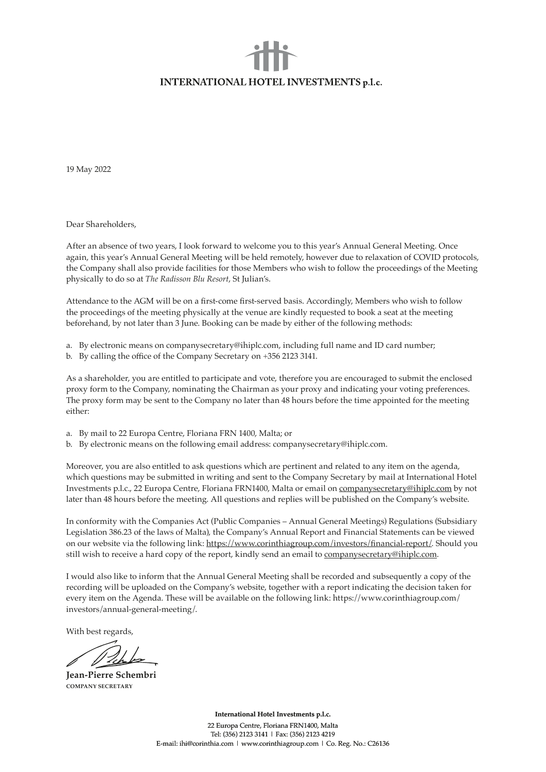**INTERNATIONAL HOTEL INVESTMENTS p.l.c.**

19 May 2022

Dear Shareholders,

After an absence of two years, I look forward to welcome you to this year's Annual General Meeting. Once again, this year's Annual General Meeting will be held remotely, however due to relaxation of COVID protocols, the Company shall also provide facilities for those Members who wish to follow the proceedings of the Meeting physically to do so at *The Radisson Blu Resort*, St Julian's.

Attendance to the AGM will be on a first-come first-served basis. Accordingly, Members who wish to follow the proceedings of the meeting physically at the venue are kindly requested to book a seat at the meeting beforehand, by not later than 3 June. Booking can be made by either of the following methods:

a. By electronic means on companysecretary@ihiplc.com, including full name and ID card number;
b. By calling the office of the Company Secretary on +356 2123 3141.

As a shareholder, you are entitled to participate and vote, therefore you are encouraged to submit the enclosed proxy form to the Company, nominating the Chairman as your proxy and indicating your voting preferences. The proxy form may be sent to the Company no later than 48 hours before the time appointed for the meeting either:

a. By mail to 22 Europa Centre, Floriana FRN 1400, Malta; or
b. By electronic means on the following email address: companysecretary@ihiplc.com.

Moreover, you are also entitled to ask questions which are pertinent and related to any item on the agenda, which questions may be submitted in writing and sent to the Company Secretary by mail at International Hotel Investments p.l.c., 22 Europa Centre, Floriana FRN1400, Malta or email on companysecretary@ihiplc.com by not later than 48 hours before the meeting. All questions and replies will be published on the Company's website.

In conformity with the Companies Act (Public Companies – Annual General Meetings) Regulations (Subsidiary Legislation 386.23 of the laws of Malta), the Company's Annual Report and Financial Statements can be viewed on our website via the following link: https://www.corinthiagroup.com/investors/financial-report/. Should you still wish to receive a hard copy of the report, kindly send an email to companysecretary@ihiplc.com.

I would also like to inform that the Annual General Meeting shall be recorded and subsequently a copy of the recording will be uploaded on the Company's website, together with a report indicating the decision taken for every item on the Agenda. These will be available on the following link: https://www.corinthiagroup.com/investors/annual-general-meeting/.

With best regards,

**Jean-Pierre Schembri**
COMPANY SECRETARY

**International Hotel Investments p.l.c.**
22 Europa Centre, Floriana FRN1400, Malta
Tel: (356) 2123 3141 | Fax: (356) 2123 4219
E-mail: ihi@corinthia.com | www.corinthiagroup.com | Co. Reg. No.: C26136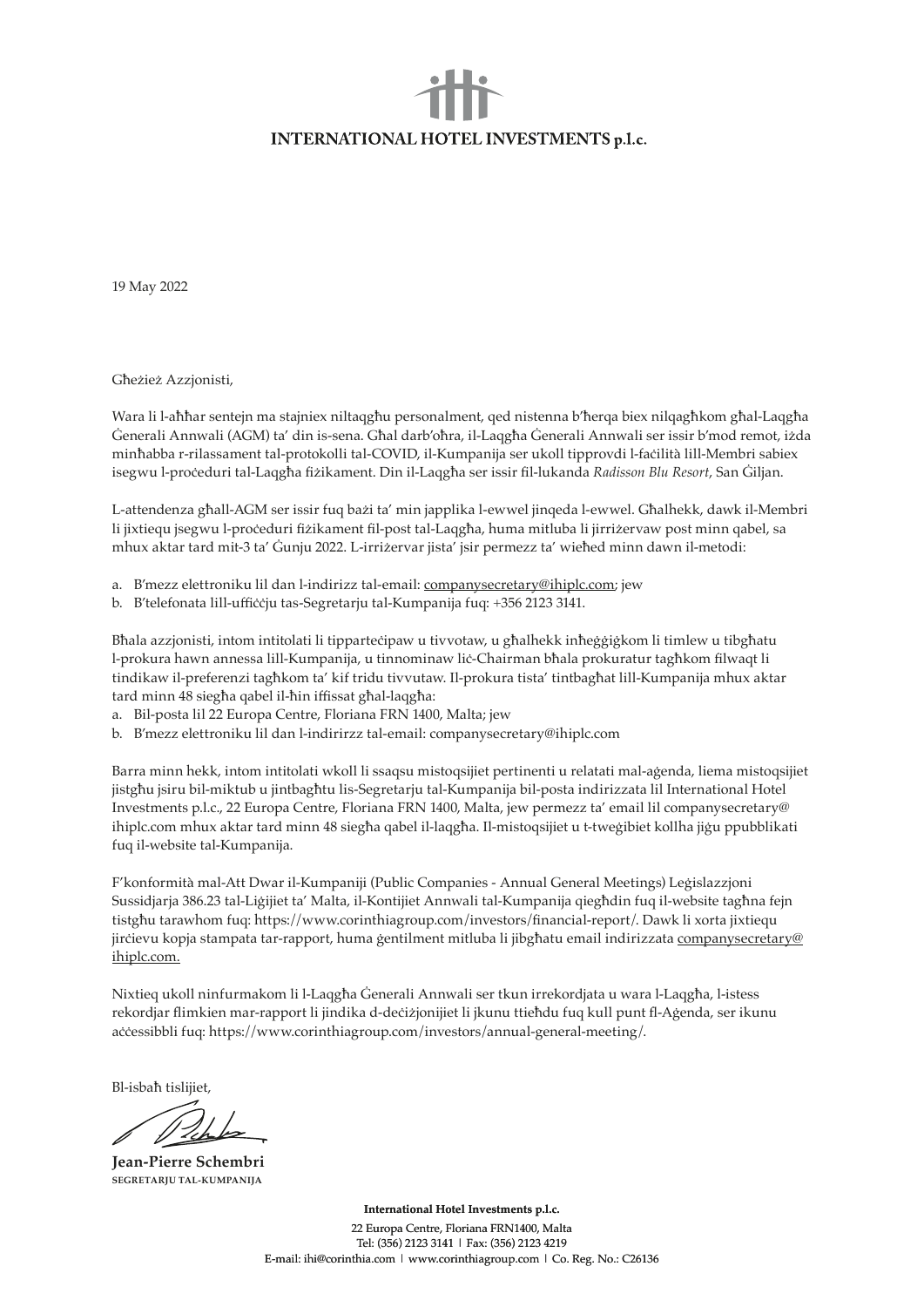**INTERNATIONAL HOTEL INVESTMENTS p.l.c.**

19 May 2022

Għeżież Azzjonisti,

Wara li l-aħħar sentejn ma stajniex niltaqgħu personalment, qed nistenna b'ħerqa biex nilqagħkom għal-Laqgħa Ġenerali Annwali (AGM) ta' din is-sena. Għal darb'oħra, il-Laqgħa Ġenerali Annwali ser issir b'mod remot, iżda minħabba r-rilassament tal-protokolli tal-COVID, il-Kumpanija ser ukoll tipprovdi l-faċilità lill-Membri sabiex isegwu l-proċeduri tal-Laqgħa fiżikament. Din il-Laqgħa ser issir fil-lukanda *Radisson Blu Resort*, San Ġiljan.

L-attendenza għall-AGM ser issir fuq bażi ta' min japplika l-ewwel jinqeda l-ewwel. Għalhekk, dawk il-Membri li jixtiequ jsegwu l-proċeduri fiżikament fil-post tal-Laqgħa, huma mitluba li jirriżervaw post minn qabel, sa mhux aktar tard mit-3 ta' Ġunju 2022. L-irriżervar jista' jsir permezz ta' wieħed minn dawn il-metodi:

a. B'mezz elettroniku lil dan l-indirizz tal-email: companysecretary@ihiplc.com; jew
b. B'telefonata lill-uffiċċju tas-Segretarju tal-Kumpanija fuq: +356 2123 3141.

Bħala azzjonisti, intom intitolati li tipparteċipaw u tivvotaw, u għalhekk inħeġġiġkom li timlew u tibgħatu l-prokura hawn annessa lill-Kumpanija, u tinnominaw liċ-Chairman bħala prokuratur tagħkom filwaqt li tindikaw il-preferenzi tagħkom ta' kif tridu tivvutaw. Il-prokura tista' tintbagħat lill-Kumpanija mhux aktar tard minn 48 siegħa qabel il-ħin iffissat għal-laqgħa:

a. Bil-posta lil 22 Europa Centre, Floriana FRN 1400, Malta; jew
b. B'mezz elettroniku lil dan l-indirirzz tal-email: companysecretary@ihiplc.com

Barra minn hekk, intom intitolati wkoll li ssaqsu mistoqsijiet pertinenti u relatati mal-aġenda, liema mistoqsijiet jistgħu jsiru bil-miktub u jintbagħtu lis-Segretarju tal-Kumpanija bil-posta indirizzata lil International Hotel Investments p.l.c., 22 Europa Centre, Floriana FRN 1400, Malta, jew permezz ta' email lil companysecretary@ihiplc.com mhux aktar tard minn 48 siegħa qabel il-laqgħa. Il-mistoqsijiet u t-tweġibiet kollha jiġu ppubblikati fuq il-website tal-Kumpanija.

F'konformità mal-Att Dwar il-Kumpaniji (Public Companies - Annual General Meetings) Leġislazzjoni Sussidjarja 386.23 tal-Liġijiet ta' Malta, il-Kontijiet Annwali tal-Kumpanija qiegħdin fuq il-website tagħna fejn tistgħu tarawhom fuq: https://www.corinthiagroup.com/investors/financial-report/. Dawk li xorta jixtiequ jirċievu kopja stampata tar-rapport, huma ġentilment mitluba li jibgħatu email indirizzata companysecretary@ihiplc.com.

Nixtieq ukoll ninfurmakom li l-Laqgħa Ġenerali Annwali ser tkun irrekordjata u wara l-Laqgħa, l-istess rekordjar flimkien mar-rapport li jindika d-deċiżjonijiet li jkunu ttieħdu fuq kull punt fl-Aġenda, ser ikunu aċċessibbli fuq: https://www.corinthiagroup.com/investors/annual-general-meeting/.

Bl-isbaħ tislijiet,

**Jean-Pierre Schembri**
SEGRETARJU TAL-KUMPANIJA

**International Hotel Investments p.l.c.**
22 Europa Centre, Floriana FRN1400, Malta
Tel: (356) 2123 3141 | Fax: (356) 2123 4219
E-mail: ihi@corinthia.com | www.corinthiagroup.com | Co. Reg. No.: C26136